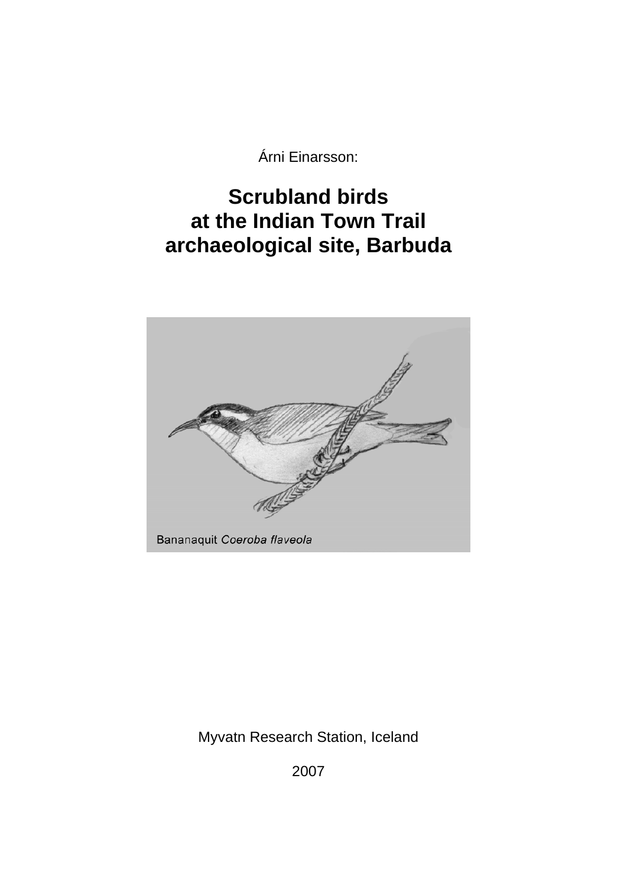Árni Einarsson:

# Scrubland birds at the Indian Town Trail archaeological site, Barbuda

Bananaquit *Coeroba flaveola*

Myvatn Research Station, Iceland

2007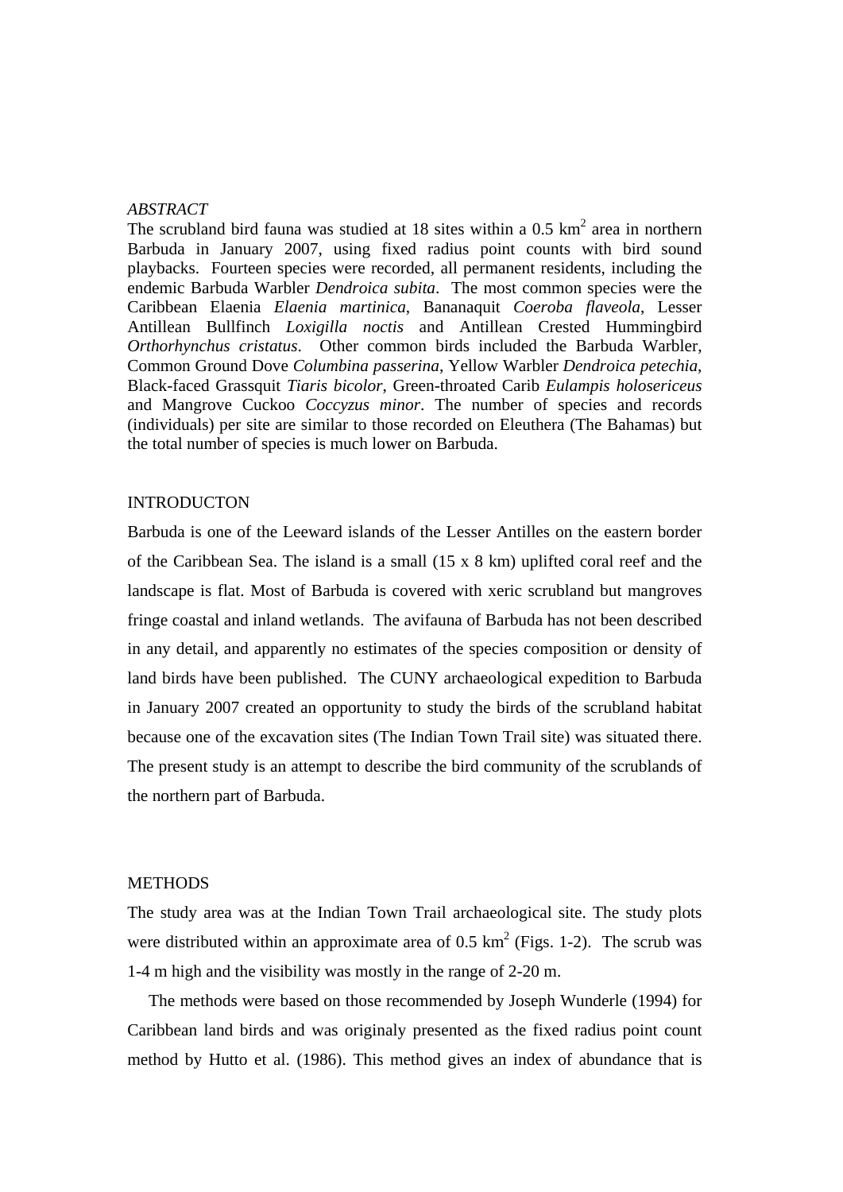*ABSTRACT*

The scrubland bird fauna was studied at 18 sites within a 0.5 km$^2$ area in northern Barbuda in January 2007, using fixed radius point counts with bird sound playbacks. Fourteen species were recorded, all permanent residents, including the endemic Barbuda Warbler *Dendroica subita*. The most common species were the Caribbean Elaenia *Elaenia martinica*, Bananaquit *Coeroba flaveola*, Lesser Antillean Bullfinch *Loxigilla noctis* and Antillean Crested Hummingbird *Orthorhynchus cristatus*. Other common birds included the Barbuda Warbler, Common Ground Dove *Columbina passerina*, Yellow Warbler *Dendroica petechia*, Black-faced Grassquit *Tiaris bicolor*, Green-throated Carib *Eulampis holosericeus* and Mangrove Cuckoo *Coccyzus minor*. The number of species and records (individuals) per site are similar to those recorded on Eleuthera (The Bahamas) but the total number of species is much lower on Barbuda.

INTRODUCTON

Barbuda is one of the Leeward islands of the Lesser Antilles on the eastern border of the Caribbean Sea. The island is a small (15 x 8 km) uplifted coral reef and the landscape is flat. Most of Barbuda is covered with xeric scrubland but mangroves fringe coastal and inland wetlands. The avifauna of Barbuda has not been described in any detail, and apparently no estimates of the species composition or density of land birds have been published. The CUNY archaeological expedition to Barbuda in January 2007 created an opportunity to study the birds of the scrubland habitat because one of the excavation sites (The Indian Town Trail site) was situated there. The present study is an attempt to describe the bird community of the scrublands of the northern part of Barbuda.

METHODS

The study area was at the Indian Town Trail archaeological site. The study plots were distributed within an approximate area of 0.5 km$^2$ (Figs. 1-2). The scrub was 1-4 m high and the visibility was mostly in the range of 2-20 m.

The methods were based on those recommended by Joseph Wunderle (1994) for Caribbean land birds and was originaly presented as the fixed radius point count method by Hutto et al. (1986). This method gives an index of abundance that is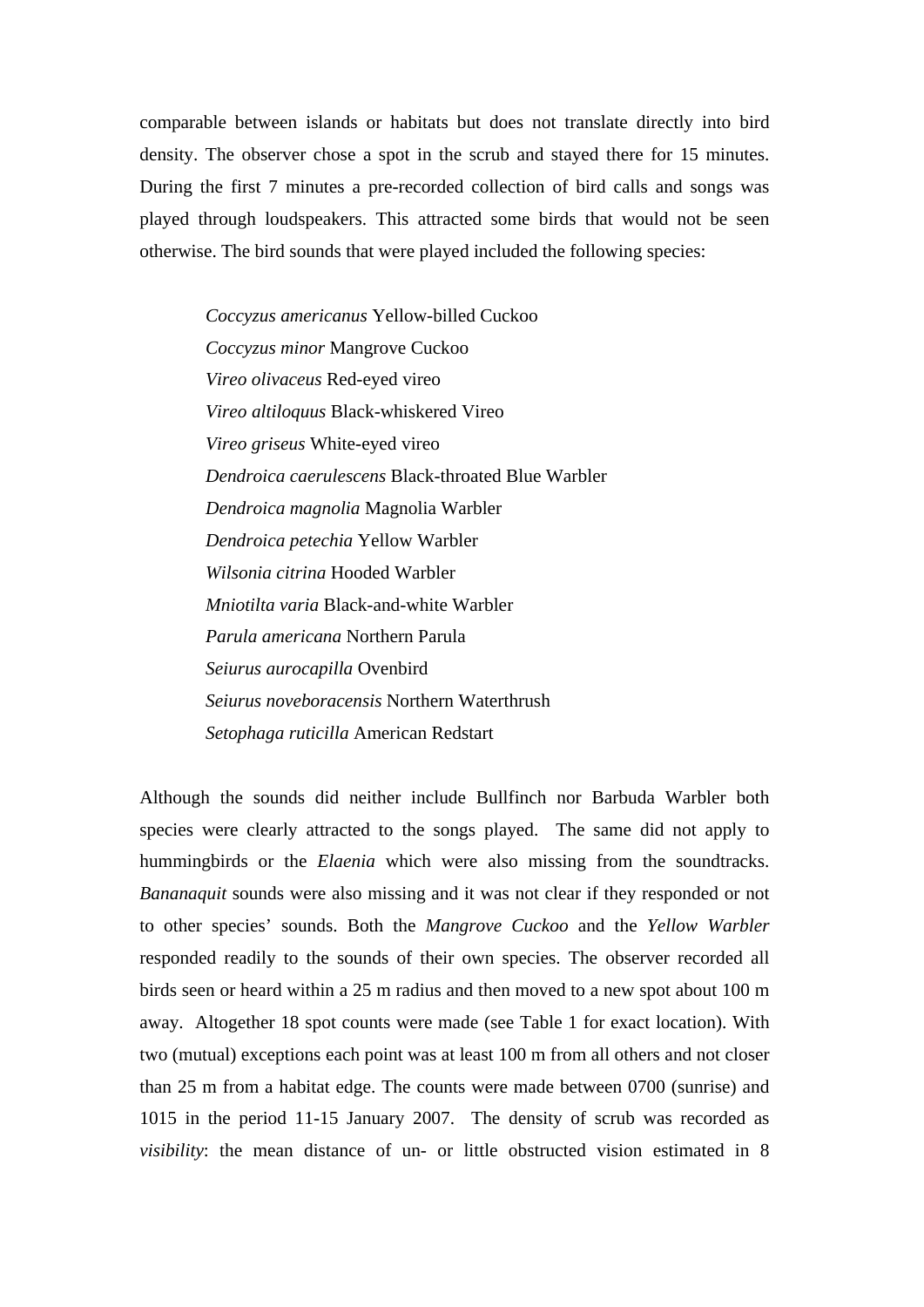comparable between islands or habitats but does not translate directly into bird density. The observer chose a spot in the scrub and stayed there for 15 minutes. During the first 7 minutes a pre-recorded collection of bird calls and songs was played through loudspeakers. This attracted some birds that would not be seen otherwise. The bird sounds that were played included the following species:

*Coccyzus americanus* Yellow-billed Cuckoo
*Coccyzus minor* Mangrove Cuckoo
*Vireo olivaceus* Red-eyed vireo
*Vireo altiloquus* Black-whiskered Vireo
*Vireo griseus* White-eyed vireo
*Dendroica caerulescens* Black-throated Blue Warbler
*Dendroica magnolia* Magnolia Warbler
*Dendroica petechia* Yellow Warbler
*Wilsonia citrina* Hooded Warbler
*Mniotilta varia* Black-and-white Warbler
*Parula americana* Northern Parula
*Seiurus aurocapilla* Ovenbird
*Seiurus noveboracensis* Northern Waterthrush
*Setophaga ruticilla* American Redstart

Although the sounds did neither include Bullfinch nor Barbuda Warbler both species were clearly attracted to the songs played. The same did not apply to hummingbirds or the *Elaenia* which were also missing from the soundtracks. *Bananaquit* sounds were also missing and it was not clear if they responded or not to other species' sounds. Both the *Mangrove Cuckoo* and the *Yellow Warbler* responded readily to the sounds of their own species. The observer recorded all birds seen or heard within a 25 m radius and then moved to a new spot about 100 m away. Altogether 18 spot counts were made (see Table 1 for exact location). With two (mutual) exceptions each point was at least 100 m from all others and not closer than 25 m from a habitat edge. The counts were made between 0700 (sunrise) and 1015 in the period 11-15 January 2007. The density of scrub was recorded as *visibility*: the mean distance of un- or little obstructed vision estimated in 8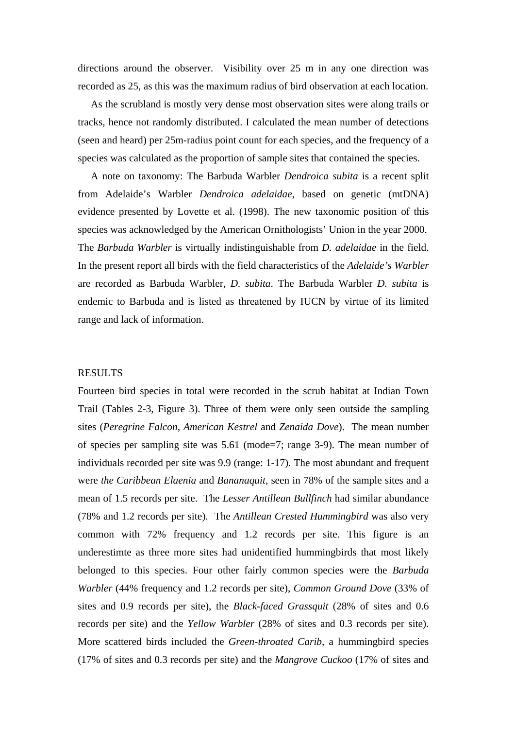directions around the observer. Visibility over 25 m in any one direction was recorded as 25, as this was the maximum radius of bird observation at each location.

As the scrubland is mostly very dense most observation sites were along trails or tracks, hence not randomly distributed. I calculated the mean number of detections (seen and heard) per 25m-radius point count for each species, and the frequency of a species was calculated as the proportion of sample sites that contained the species.

A note on taxonomy: The Barbuda Warbler *Dendroica subita* is a recent split from Adelaide's Warbler *Dendroica adelaidae*, based on genetic (mtDNA) evidence presented by Lovette et al. (1998). The new taxonomic position of this species was acknowledged by the American Ornithologists' Union in the year 2000. The *Barbuda Warbler* is virtually indistinguishable from *D. adelaidae* in the field. In the present report all birds with the field characteristics of the *Adelaide's Warbler* are recorded as Barbuda Warbler, *D. subita*. The Barbuda Warbler *D. subita* is endemic to Barbuda and is listed as threatened by IUCN by virtue of its limited range and lack of information.

## RESULTS

Fourteen bird species in total were recorded in the scrub habitat at Indian Town Trail (Tables 2-3, Figure 3). Three of them were only seen outside the sampling sites (*Peregrine Falcon*, *American Kestrel* and *Zenaida Dove*). The mean number of species per sampling site was 5.61 (mode=7; range 3-9). The mean number of individuals recorded per site was 9.9 (range: 1-17). The most abundant and frequent were *the Caribbean Elaenia* and *Bananaquit*, seen in 78% of the sample sites and a mean of 1.5 records per site. The *Lesser Antillean Bullfinch* had similar abundance (78% and 1.2 records per site). The *Antillean Crested Hummingbird* was also very common with 72% frequency and 1.2 records per site. This figure is an underestimte as three more sites had unidentified hummingbirds that most likely belonged to this species. Four other fairly common species were the *Barbuda Warbler* (44% frequency and 1.2 records per site), *Common Ground Dove* (33% of sites and 0.9 records per site), the *Black-faced Grassquit* (28% of sites and 0.6 records per site) and the *Yellow Warbler* (28% of sites and 0.3 records per site). More scattered birds included the *Green-throated Carib*, a hummingbird species (17% of sites and 0.3 records per site) and the *Mangrove Cuckoo* (17% of sites and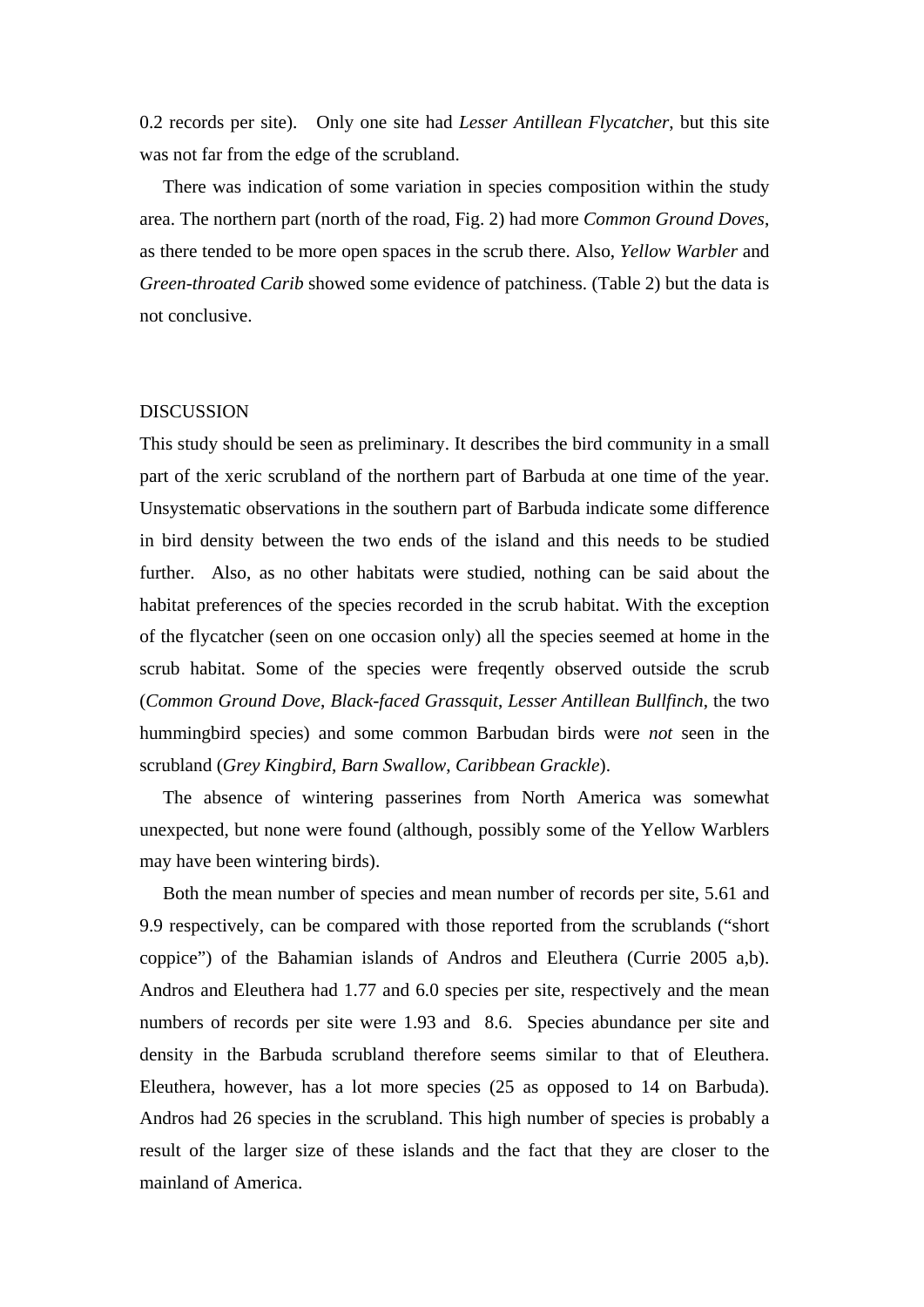0.2 records per site). Only one site had *Lesser Antillean Flycatcher*, but this site was not far from the edge of the scrubland.

There was indication of some variation in species composition within the study area. The northern part (north of the road, Fig. 2) had more *Common Ground Doves*, as there tended to be more open spaces in the scrub there. Also, *Yellow Warbler* and *Green-throated Carib* showed some evidence of patchiness. (Table 2) but the data is not conclusive.

## DISCUSSION

This study should be seen as preliminary. It describes the bird community in a small part of the xeric scrubland of the northern part of Barbuda at one time of the year. Unsystematic observations in the southern part of Barbuda indicate some difference in bird density between the two ends of the island and this needs to be studied further. Also, as no other habitats were studied, nothing can be said about the habitat preferences of the species recorded in the scrub habitat. With the exception of the flycatcher (seen on one occasion only) all the species seemed at home in the scrub habitat. Some of the species were freqently observed outside the scrub (*Common Ground Dove*, *Black-faced Grassquit*, *Lesser Antillean Bullfinch*, the two hummingbird species) and some common Barbudan birds were *not* seen in the scrubland (*Grey Kingbird*, *Barn Swallow*, *Caribbean Grackle*).

The absence of wintering passerines from North America was somewhat unexpected, but none were found (although, possibly some of the Yellow Warblers may have been wintering birds).

Both the mean number of species and mean number of records per site, 5.61 and 9.9 respectively, can be compared with those reported from the scrublands ("short coppice") of the Bahamian islands of Andros and Eleuthera (Currie 2005 a,b). Andros and Eleuthera had 1.77 and 6.0 species per site, respectively and the mean numbers of records per site were 1.93 and 8.6. Species abundance per site and density in the Barbuda scrubland therefore seems similar to that of Eleuthera. Eleuthera, however, has a lot more species (25 as opposed to 14 on Barbuda). Andros had 26 species in the scrubland. This high number of species is probably a result of the larger size of these islands and the fact that they are closer to the mainland of America.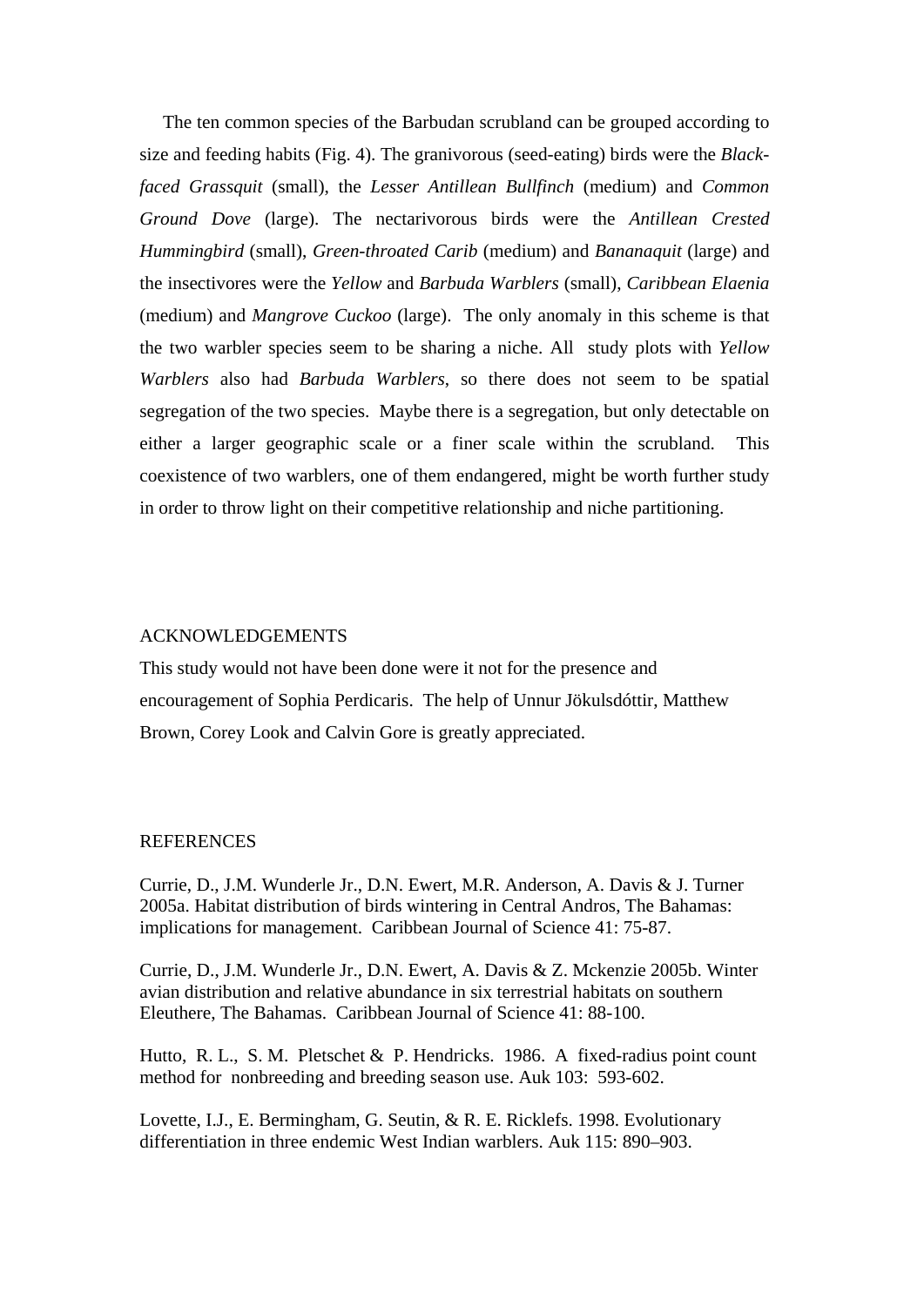The ten common species of the Barbudan scrubland can be grouped according to size and feeding habits (Fig. 4). The granivorous (seed-eating) birds were the *Black-faced Grassquit* (small), the *Lesser Antillean Bullfinch* (medium) and *Common Ground Dove* (large). The nectarivorous birds were the *Antillean Crested Hummingbird* (small), *Green-throated Carib* (medium) and *Bananaquit* (large) and the insectivores were the *Yellow* and *Barbuda Warblers* (small), *Caribbean Elaenia* (medium) and *Mangrove Cuckoo* (large). The only anomaly in this scheme is that the two warbler species seem to be sharing a niche. All study plots with *Yellow Warblers* also had *Barbuda Warblers*, so there does not seem to be spatial segregation of the two species. Maybe there is a segregation, but only detectable on either a larger geographic scale or a finer scale within the scrubland. This coexistence of two warblers, one of them endangered, might be worth further study in order to throw light on their competitive relationship and niche partitioning.

## ACKNOWLEDGEMENTS

This study would not have been done were it not for the presence and encouragement of Sophia Perdicaris. The help of Unnur Jökulsdóttir, Matthew Brown, Corey Look and Calvin Gore is greatly appreciated.

## REFERENCES

Currie, D., J.M. Wunderle Jr., D.N. Ewert, M.R. Anderson, A. Davis & J. Turner 2005a. Habitat distribution of birds wintering in Central Andros, The Bahamas: implications for management. Caribbean Journal of Science 41: 75-87.

Currie, D., J.M. Wunderle Jr., D.N. Ewert, A. Davis & Z. Mckenzie 2005b. Winter avian distribution and relative abundance in six terrestrial habitats on southern Eleuthere, The Bahamas. Caribbean Journal of Science 41: 88-100.

Hutto, R. L., S. M. Pletschet & P. Hendricks. 1986. A fixed-radius point count method for nonbreeding and breeding season use. Auk 103: 593-602.

Lovette, I.J., E. Bermingham, G. Seutin, & R. E. Ricklefs. 1998. Evolutionary differentiation in three endemic West Indian warblers. Auk 115: 890–903.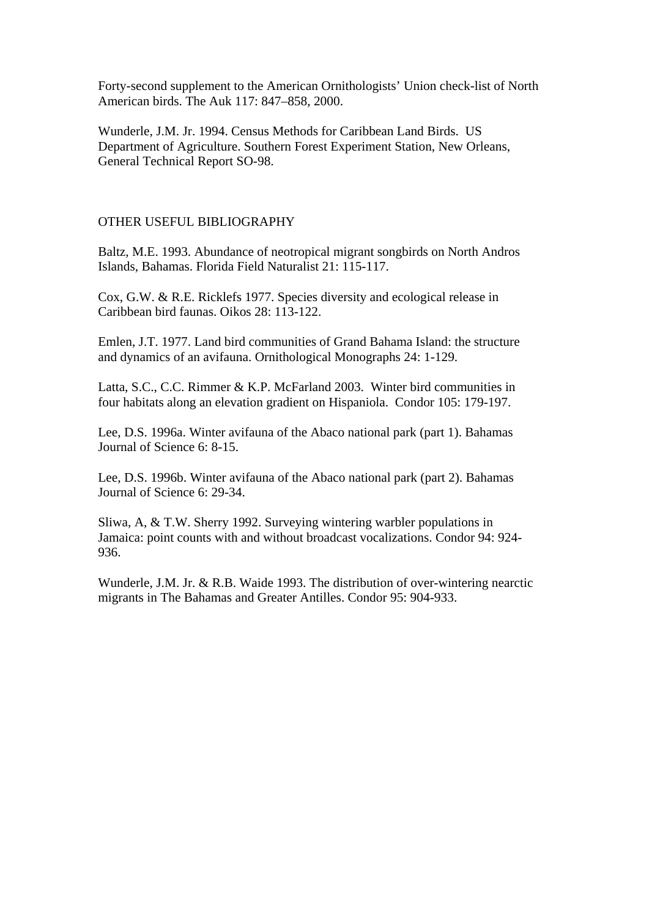Forty-second supplement to the American Ornithologists' Union check-list of North American birds. The Auk 117: 847–858, 2000.

Wunderle, J.M. Jr. 1994. Census Methods for Caribbean Land Birds. US Department of Agriculture. Southern Forest Experiment Station, New Orleans, General Technical Report SO-98.

## OTHER USEFUL BIBLIOGRAPHY

Baltz, M.E. 1993. Abundance of neotropical migrant songbirds on North Andros Islands, Bahamas. Florida Field Naturalist 21: 115-117.

Cox, G.W. & R.E. Ricklefs 1977. Species diversity and ecological release in Caribbean bird faunas. Oikos 28: 113-122.

Emlen, J.T. 1977. Land bird communities of Grand Bahama Island: the structure and dynamics of an avifauna. Ornithological Monographs 24: 1-129.

Latta, S.C., C.C. Rimmer & K.P. McFarland 2003. Winter bird communities in four habitats along an elevation gradient on Hispaniola. Condor 105: 179-197.

Lee, D.S. 1996a. Winter avifauna of the Abaco national park (part 1). Bahamas Journal of Science 6: 8-15.

Lee, D.S. 1996b. Winter avifauna of the Abaco national park (part 2). Bahamas Journal of Science 6: 29-34.

Sliwa, A, & T.W. Sherry 1992. Surveying wintering warbler populations in Jamaica: point counts with and without broadcast vocalizations. Condor 94: 924-936.

Wunderle, J.M. Jr. & R.B. Waide 1993. The distribution of over-wintering nearctic migrants in The Bahamas and Greater Antilles. Condor 95: 904-933.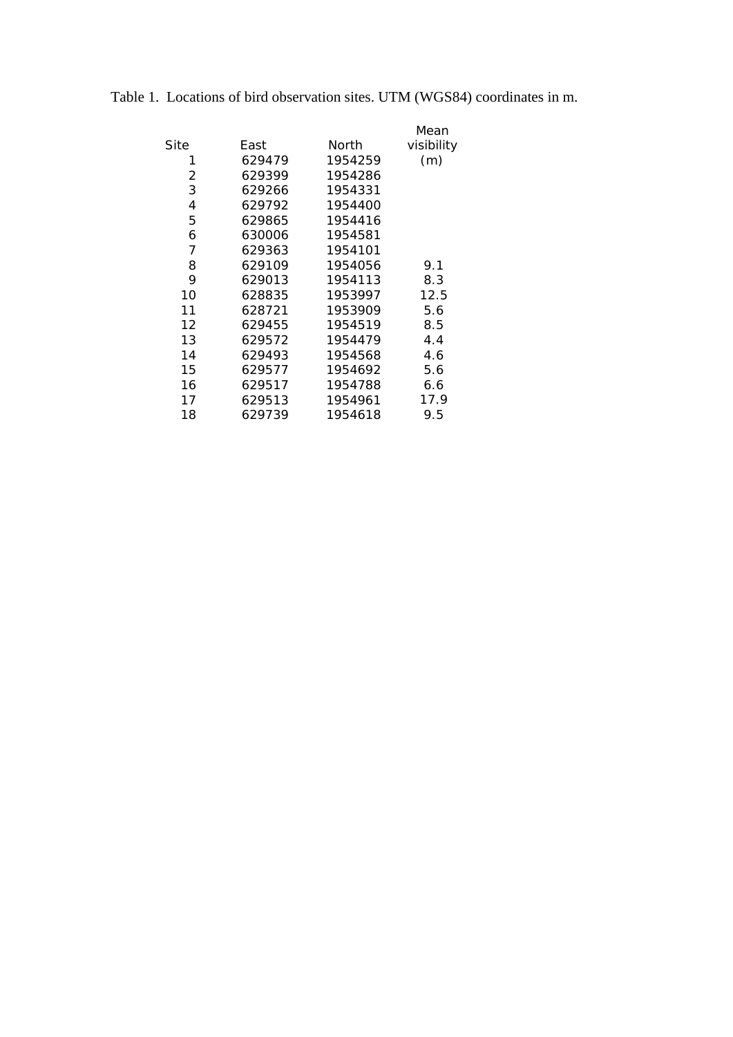Table 1. Locations of bird observation sites. UTM (WGS84) coordinates in m.

| Site | East | North | Mean visibility (m) |
|---|---|---|---|
| 1 | 629479 | 1954259 | |
| 2 | 629399 | 1954286 | |
| 3 | 629266 | 1954331 | |
| 4 | 629792 | 1954400 | |
| 5 | 629865 | 1954416 | |
| 6 | 630006 | 1954581 | |
| 7 | 629363 | 1954101 | |
| 8 | 629109 | 1954056 | 9.1 |
| 9 | 629013 | 1954113 | 8.3 |
| 10 | 628835 | 1953997 | 12.5 |
| 11 | 628721 | 1953909 | 5.6 |
| 12 | 629455 | 1954519 | 8.5 |
| 13 | 629572 | 1954479 | 4.4 |
| 14 | 629493 | 1954568 | 4.6 |
| 15 | 629577 | 1954692 | 5.6 |
| 16 | 629517 | 1954788 | 6.6 |
| 17 | 629513 | 1954961 | 17.9 |
| 18 | 629739 | 1954618 | 9.5 |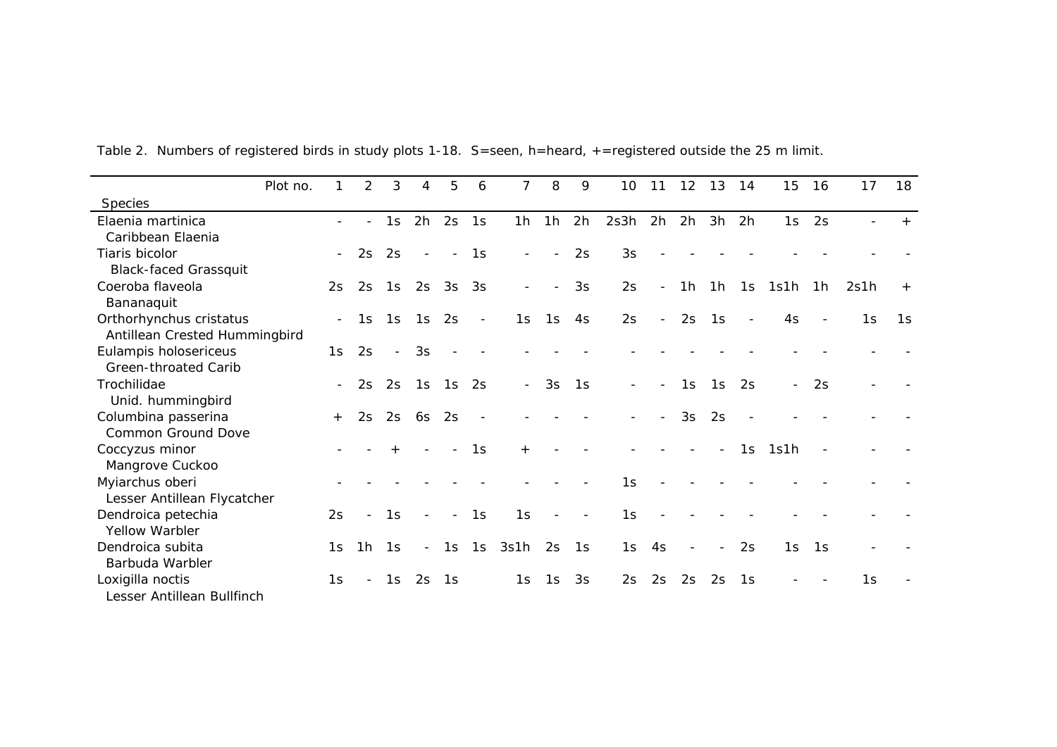Table 2. Numbers of registered birds in study plots 1-18. S=seen, h=heard, +=registered outside the 25 m limit.

| Species / Plot no. | 1 | 2 | 3 | 4 | 5 | 6 | 7 | 8 | 9 | 10 | 11 | 12 | 13 | 14 | 15 | 16 | 17 | 18 |
|---|---|---|---|---|---|---|---|---|---|---|---|---|---|---|---|---|---|---|
| Elaenia martinica<br>Caribbean Elaenia | - | - | 1s | 2h | 2s | 1s | 1h | 1h | 2h | 2s3h | 2h | 2h | 3h | 2h | 1s | 2s | - | + |
| Tiaris bicolor<br>Black-faced Grassquit | - | 2s | 2s | - | - | 1s | - | - | 2s | 3s | - | - | - | - | - | - | - | - |
| Coeroba flaveola<br>Bananaquit | 2s | 2s | 1s | 2s | 3s | 3s | - | - | 3s | 2s | - | 1h | 1h | 1s | 1s1h | 1h | 2s1h | + |
| Orthorhynchus cristatus<br>Antillean Crested Hummingbird | - | 1s | 1s | 1s | 2s | - | 1s | 1s | 4s | 2s | - | 2s | 1s | - | 4s | - | 1s | 1s |
| Eulampis holosericeus<br>Green-throated Carib | 1s | 2s | - | 3s | - | - | - | - | - | - | - | - | - | - | - | - | - | - |
| Trochilidae<br>Unid. hummingbird | - | 2s | 2s | 1s | 1s | 2s | - | 3s | 1s | - | - | 1s | 1s | 2s | - | 2s | - | - |
| Columbina passerina<br>Common Ground Dove | + | 2s | 2s | 6s | 2s | - | - | - | - | - | - | 3s | 2s | - | - | - | - | - |
| Coccyzus minor<br>Mangrove Cuckoo | - | - | + | - | - | 1s | + | - | - | - | - | - | - | 1s | 1s1h | - | - | - |
| Myiarchus oberi<br>Lesser Antillean Flycatcher | - | - | - | - | - | - | - | - | - | 1s | - | - | - | - | - | - | - | - |
| Dendroica petechia<br>Yellow Warbler | 2s | - | 1s | - | - | 1s | 1s | - | - | 1s | - | - | - | - | - | - | - | - |
| Dendroica subita<br>Barbuda Warbler | 1s | 1h | 1s | - | 1s | 1s | 3s1h | 2s | 1s | 1s | 4s | - | - | 2s | 1s | 1s | - | - |
| Loxigilla noctis<br>Lesser Antillean Bullfinch | 1s | - | 1s | 2s | 1s | | 1s | 1s | 3s | 2s | 2s | 2s | 2s | 1s | - | - | 1s | - |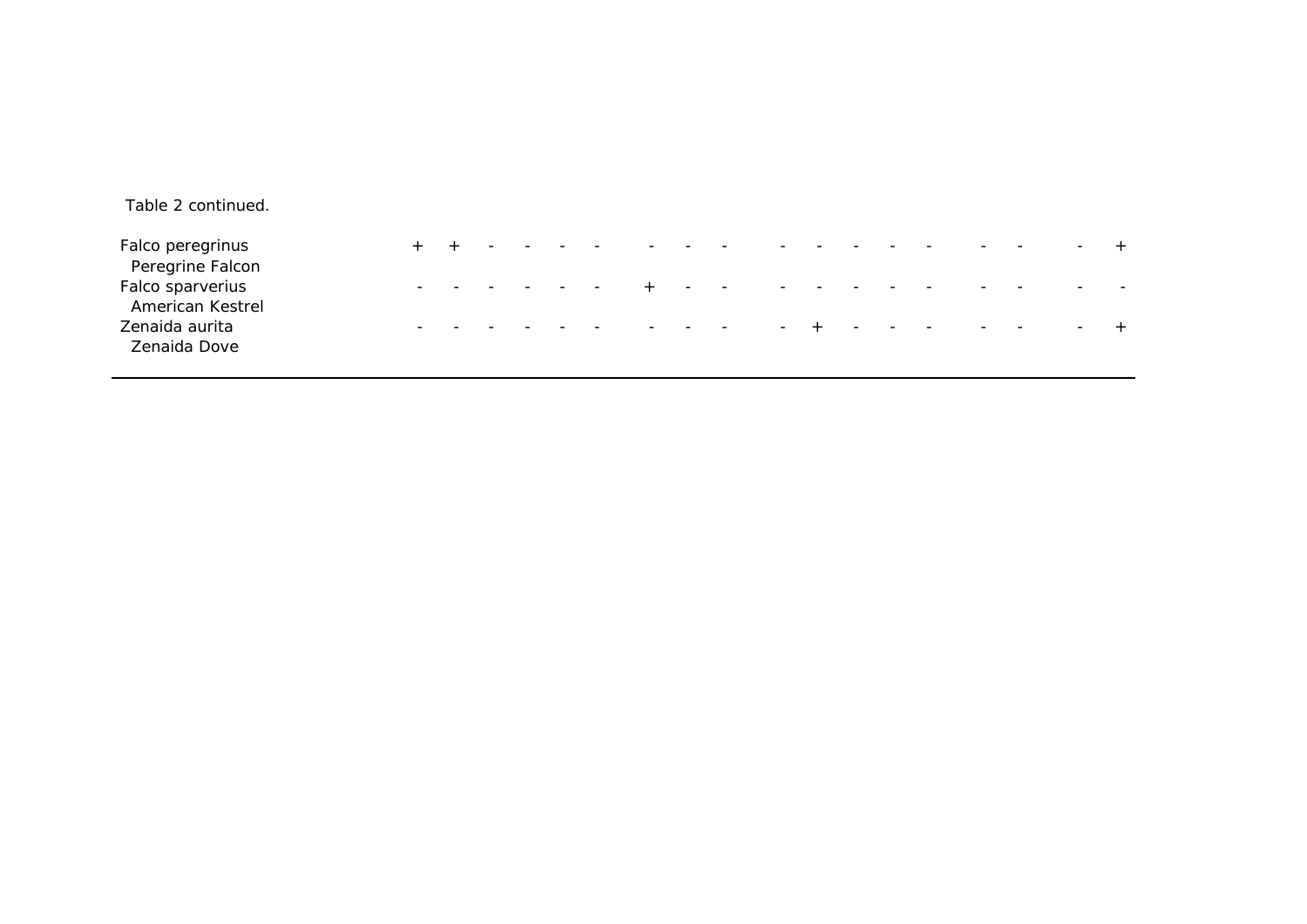Table 2 continued.

| | | | | | | | | | | | | | | | | | | |
|---|---|---|---|---|---|---|---|---|---|---|---|---|---|---|---|---|---|---|
| Falco peregrinus<br>Peregrine Falcon | + | + | - | - | - | - | - | - | - | - | - | - | - | - | - | - | - | + |
| Falco sparverius<br>American Kestrel | - | - | - | - | - | - | + | - | - | - | - | - | - | - | - | - | - | - |
| Zenaida aurita<br>Zenaida Dove | - | - | - | - | - | - | - | - | - | - | + | - | - | - | - | - | - | + |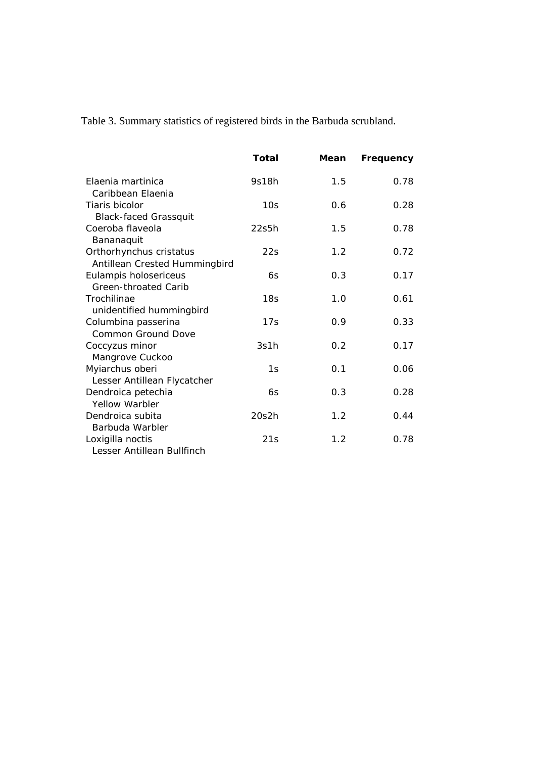Table 3. Summary statistics of registered birds in the Barbuda scrubland.

| | Total | Mean | Frequency |
|---|---|---|---|
| Elaenia martinica<br>Caribbean Elaenia | 9s18h | 1.5 | 0.78 |
| Tiaris bicolor<br>Black-faced Grassquit | 10s | 0.6 | 0.28 |
| Coeroba flaveola<br>Bananaquit | 22s5h | 1.5 | 0.78 |
| Orthorhynchus cristatus<br>Antillean Crested Hummingbird | 22s | 1.2 | 0.72 |
| Eulampis holosericeus<br>Green-throated Carib | 6s | 0.3 | 0.17 |
| Trochilinae<br>unidentified hummingbird | 18s | 1.0 | 0.61 |
| Columbina passerina<br>Common Ground Dove | 17s | 0.9 | 0.33 |
| Coccyzus minor<br>Mangrove Cuckoo | 3s1h | 0.2 | 0.17 |
| Myiarchus oberi<br>Lesser Antillean Flycatcher | 1s | 0.1 | 0.06 |
| Dendroica petechia<br>Yellow Warbler | 6s | 0.3 | 0.28 |
| Dendroica subita<br>Barbuda Warbler | 20s2h | 1.2 | 0.44 |
| Loxigilla noctis<br>Lesser Antillean Bullfinch | 21s | 1.2 | 0.78 |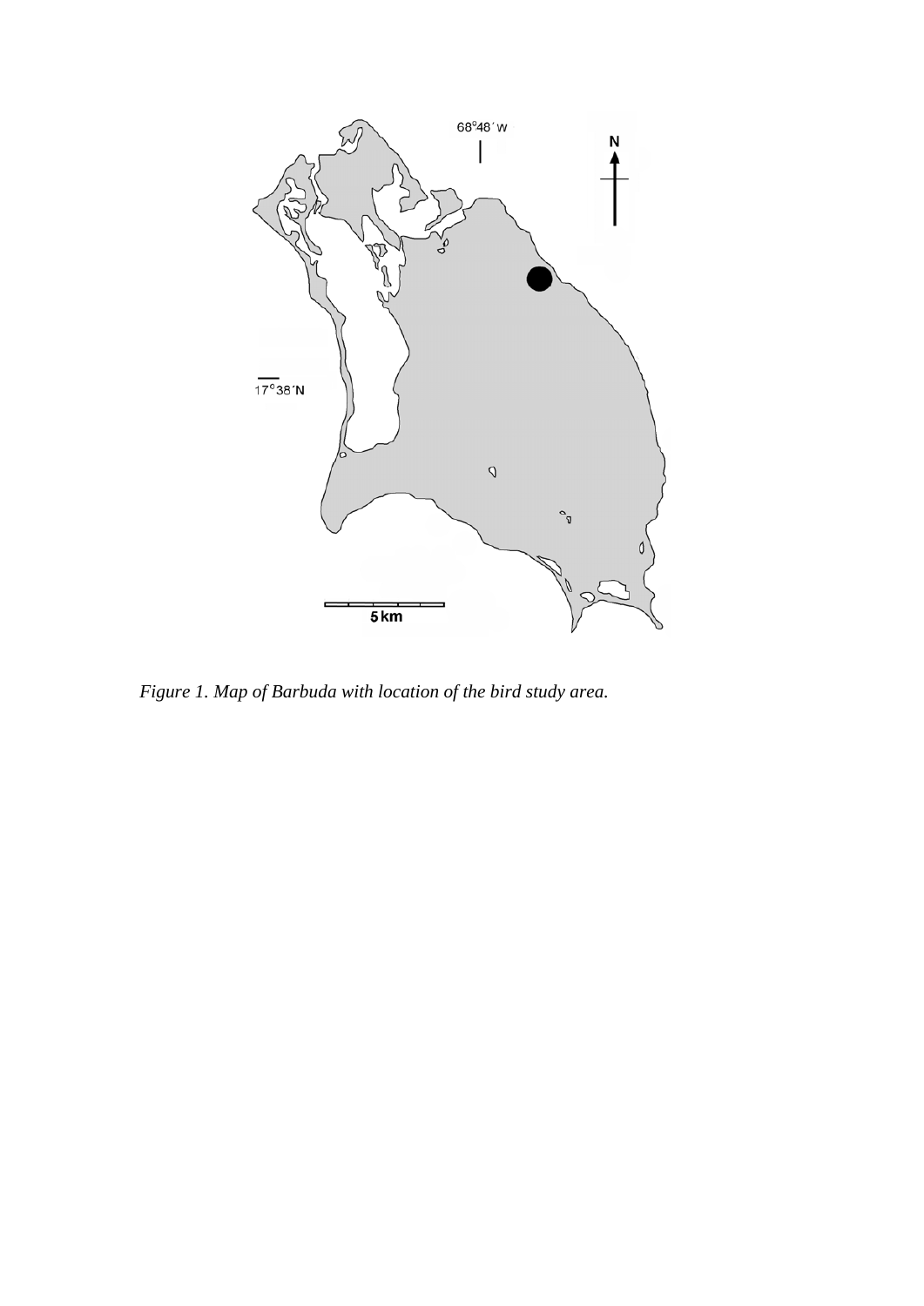*Figure 1. Map of Barbuda with location of the bird study area.*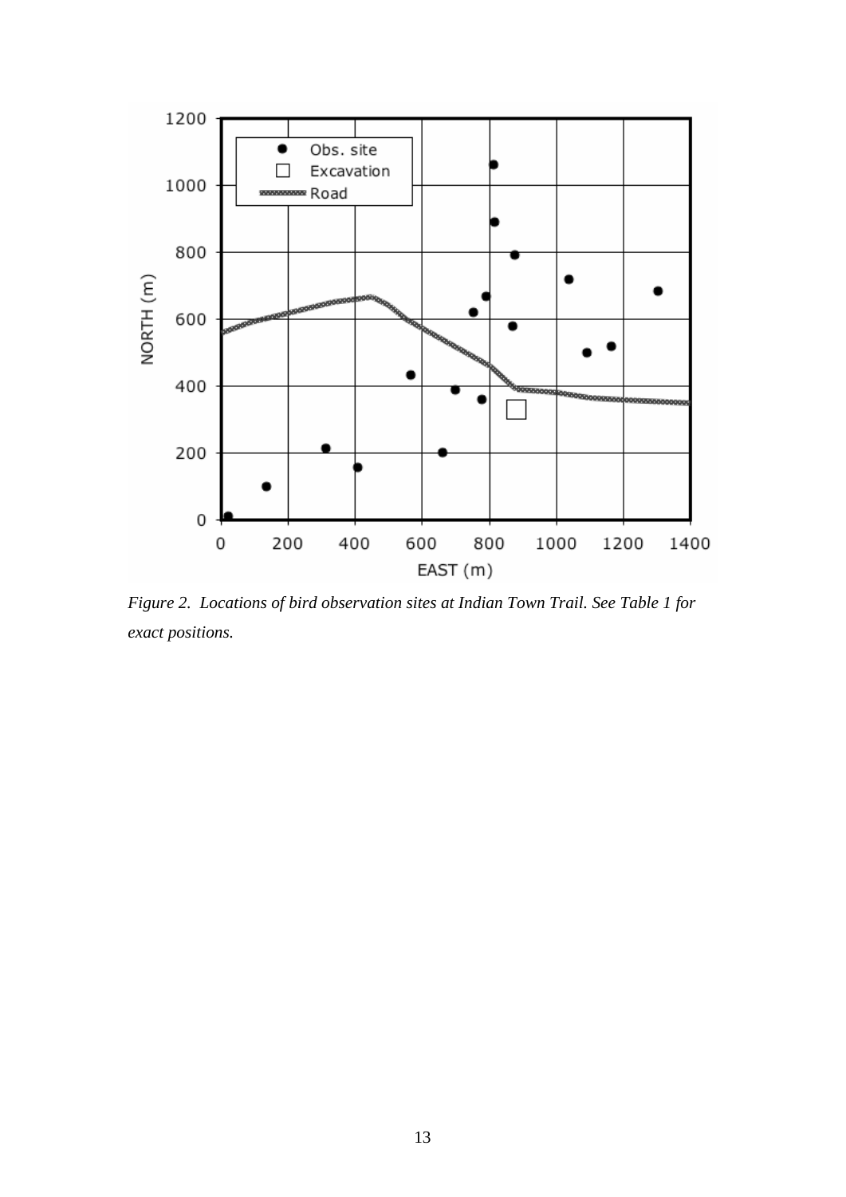*Figure 2. Locations of bird observation sites at Indian Town Trail. See Table 1 for exact positions.*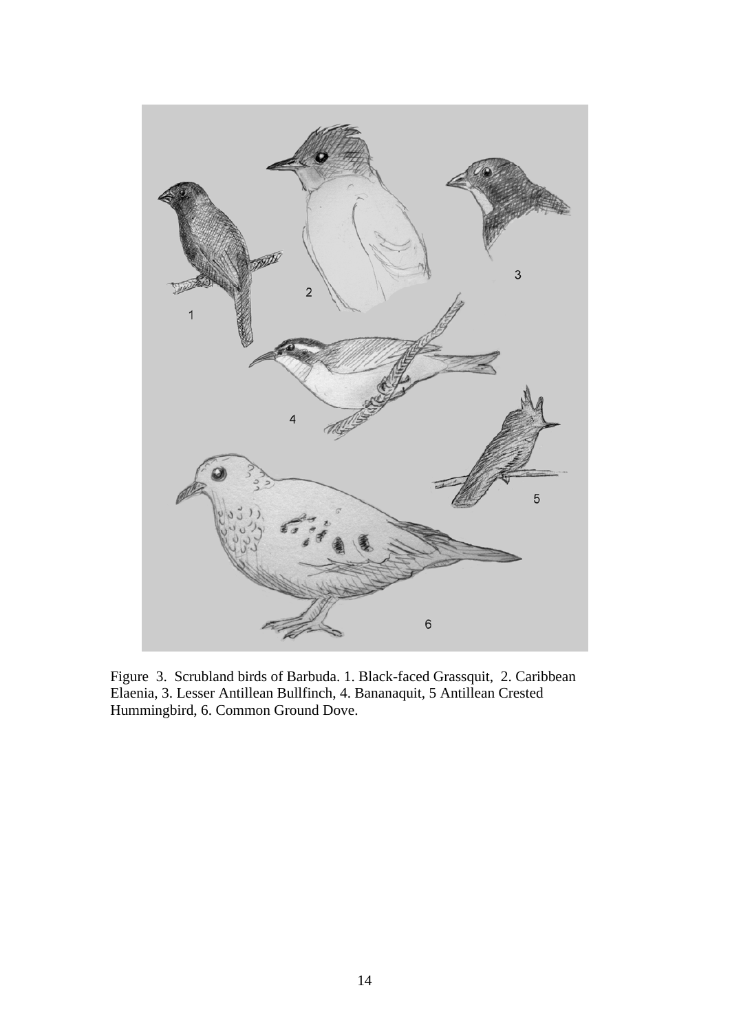Figure 3. Scrubland birds of Barbuda. 1. Black-faced Grassquit, 2. Caribbean Elaenia, 3. Lesser Antillean Bullfinch, 4. Bananaquit, 5 Antillean Crested Hummingbird, 6. Common Ground Dove.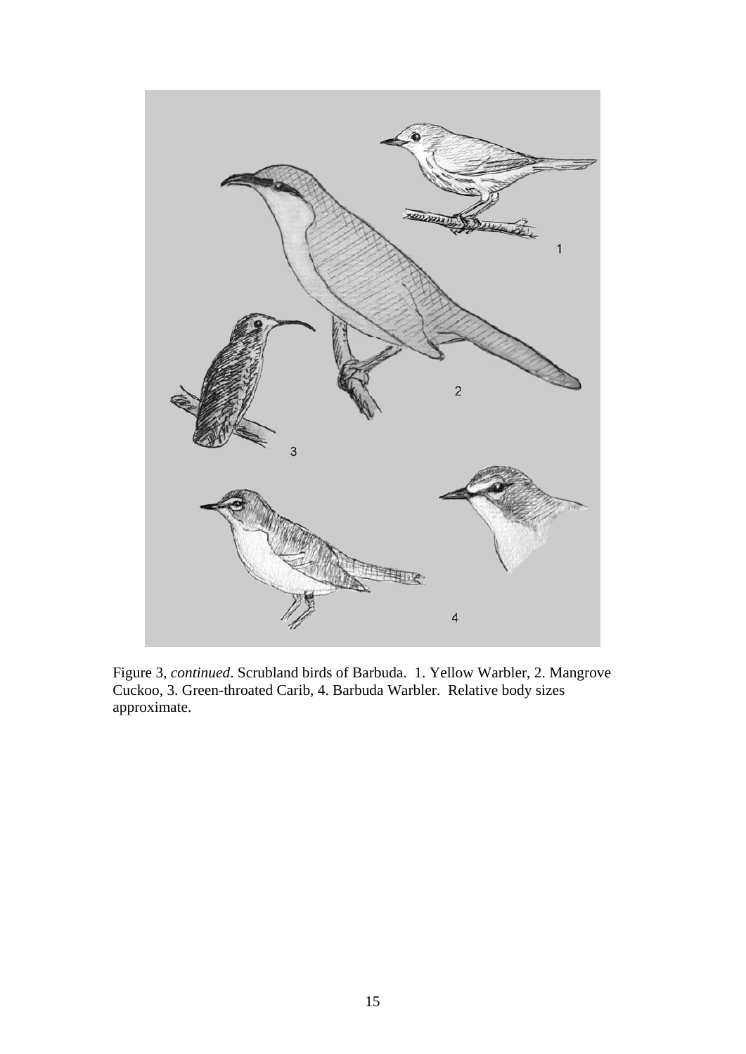Figure 3, *continued*. Scrubland birds of Barbuda. 1. Yellow Warbler, 2. Mangrove Cuckoo, 3. Green-throated Carib, 4. Barbuda Warbler. Relative body sizes approximate.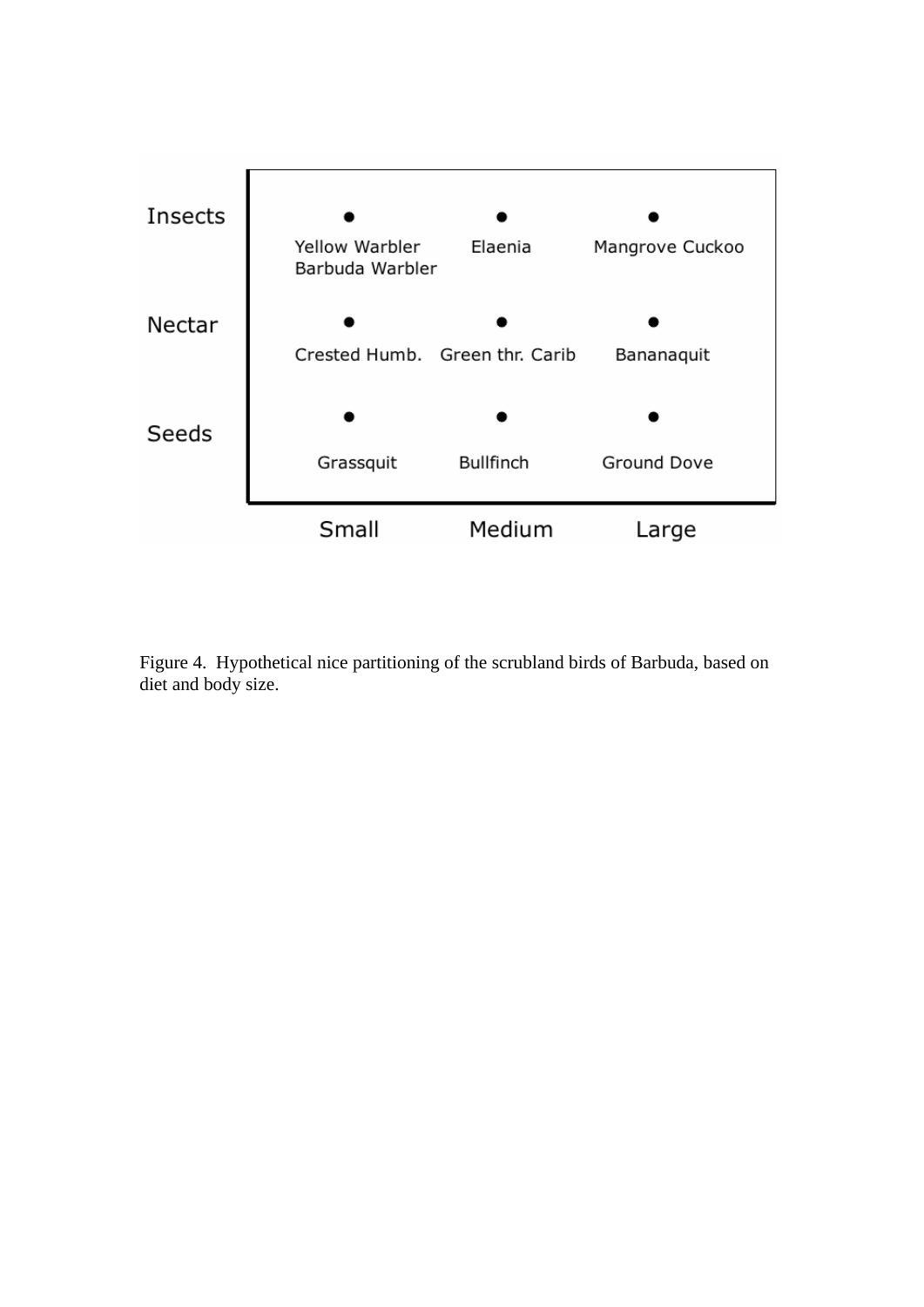Insects

Yellow Warbler
Barbuda Warbler

Elaenia

Mangrove Cuckoo

Nectar

Crested Humb.

Green thr. Carib

Bananaquit

Seeds

Grassquit

Bullfinch

Ground Dove

Small

Medium

Large

Figure 4. Hypothetical nice partitioning of the scrubland birds of Barbuda, based on diet and body size.